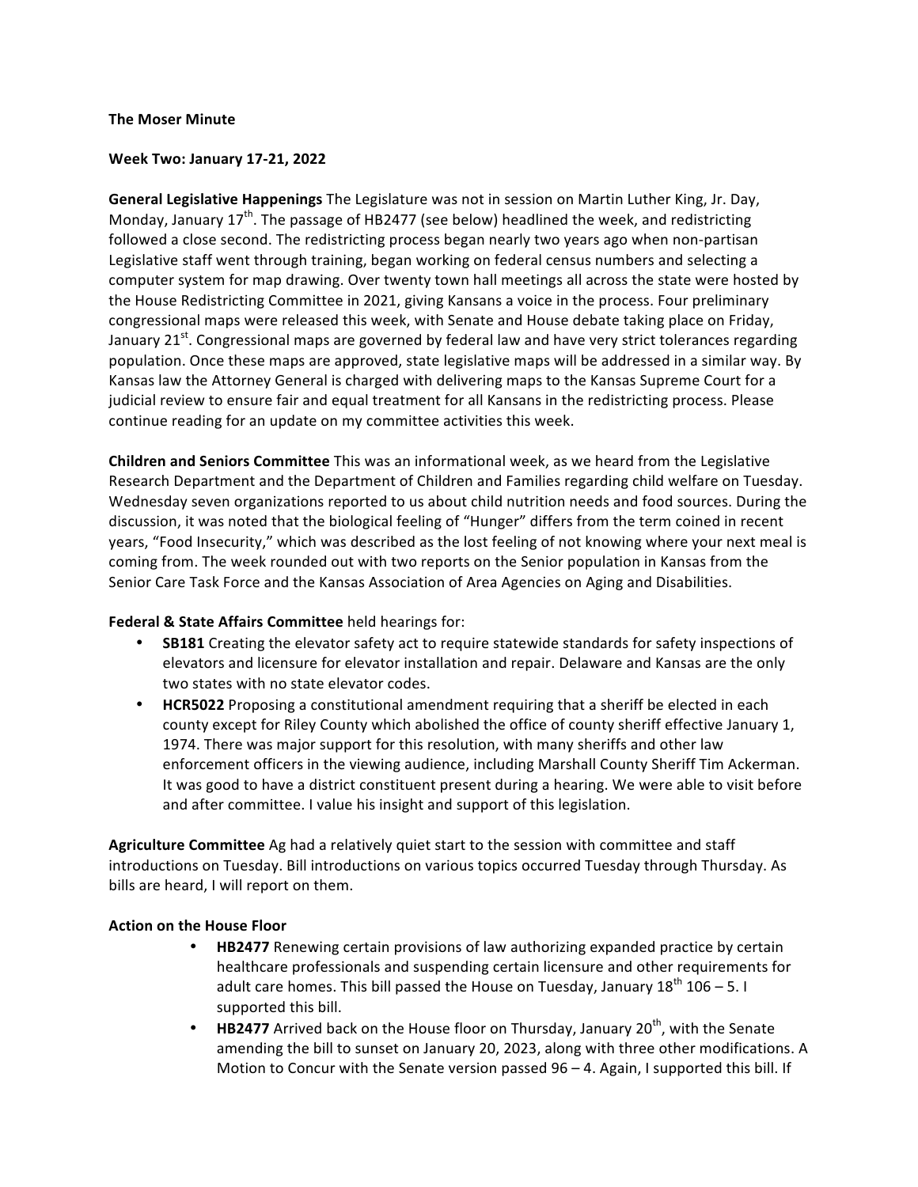**The Moser Minute**

**Week Two: January 17-21, 2022**

**General Legislative Happenings** The Legislature was not in session on Martin Luther King, Jr. Day, Monday, January 17th. The passage of HB2477 (see below) headlined the week, and redistricting followed a close second. The redistricting process began nearly two years ago when non-partisan Legislative staff went through training, began working on federal census numbers and selecting a computer system for map drawing. Over twenty town hall meetings all across the state were hosted by the House Redistricting Committee in 2021, giving Kansans a voice in the process. Four preliminary congressional maps were released this week, with Senate and House debate taking place on Friday, January 21st. Congressional maps are governed by federal law and have very strict tolerances regarding population. Once these maps are approved, state legislative maps will be addressed in a similar way. By Kansas law the Attorney General is charged with delivering maps to the Kansas Supreme Court for a judicial review to ensure fair and equal treatment for all Kansans in the redistricting process. Please continue reading for an update on my committee activities this week.

**Children and Seniors Committee** This was an informational week, as we heard from the Legislative Research Department and the Department of Children and Families regarding child welfare on Tuesday. Wednesday seven organizations reported to us about child nutrition needs and food sources. During the discussion, it was noted that the biological feeling of "Hunger" differs from the term coined in recent years, "Food Insecurity," which was described as the lost feeling of not knowing where your next meal is coming from. The week rounded out with two reports on the Senior population in Kansas from the Senior Care Task Force and the Kansas Association of Area Agencies on Aging and Disabilities.

**Federal & State Affairs Committee** held hearings for:

- **SB181** Creating the elevator safety act to require statewide standards for safety inspections of elevators and licensure for elevator installation and repair. Delaware and Kansas are the only two states with no state elevator codes.
- **HCR5022** Proposing a constitutional amendment requiring that a sheriff be elected in each county except for Riley County which abolished the office of county sheriff effective January 1, 1974. There was major support for this resolution, with many sheriffs and other law enforcement officers in the viewing audience, including Marshall County Sheriff Tim Ackerman. It was good to have a district constituent present during a hearing. We were able to visit before and after committee. I value his insight and support of this legislation.

**Agriculture Committee** Ag had a relatively quiet start to the session with committee and staff introductions on Tuesday. Bill introductions on various topics occurred Tuesday through Thursday. As bills are heard, I will report on them.

**Action on the House Floor**

- **HB2477** Renewing certain provisions of law authorizing expanded practice by certain healthcare professionals and suspending certain licensure and other requirements for adult care homes. This bill passed the House on Tuesday, January 18th 106 – 5. I supported this bill.
- **HB2477** Arrived back on the House floor on Thursday, January 20th, with the Senate amending the bill to sunset on January 20, 2023, along with three other modifications. A Motion to Concur with the Senate version passed 96 – 4. Again, I supported this bill. If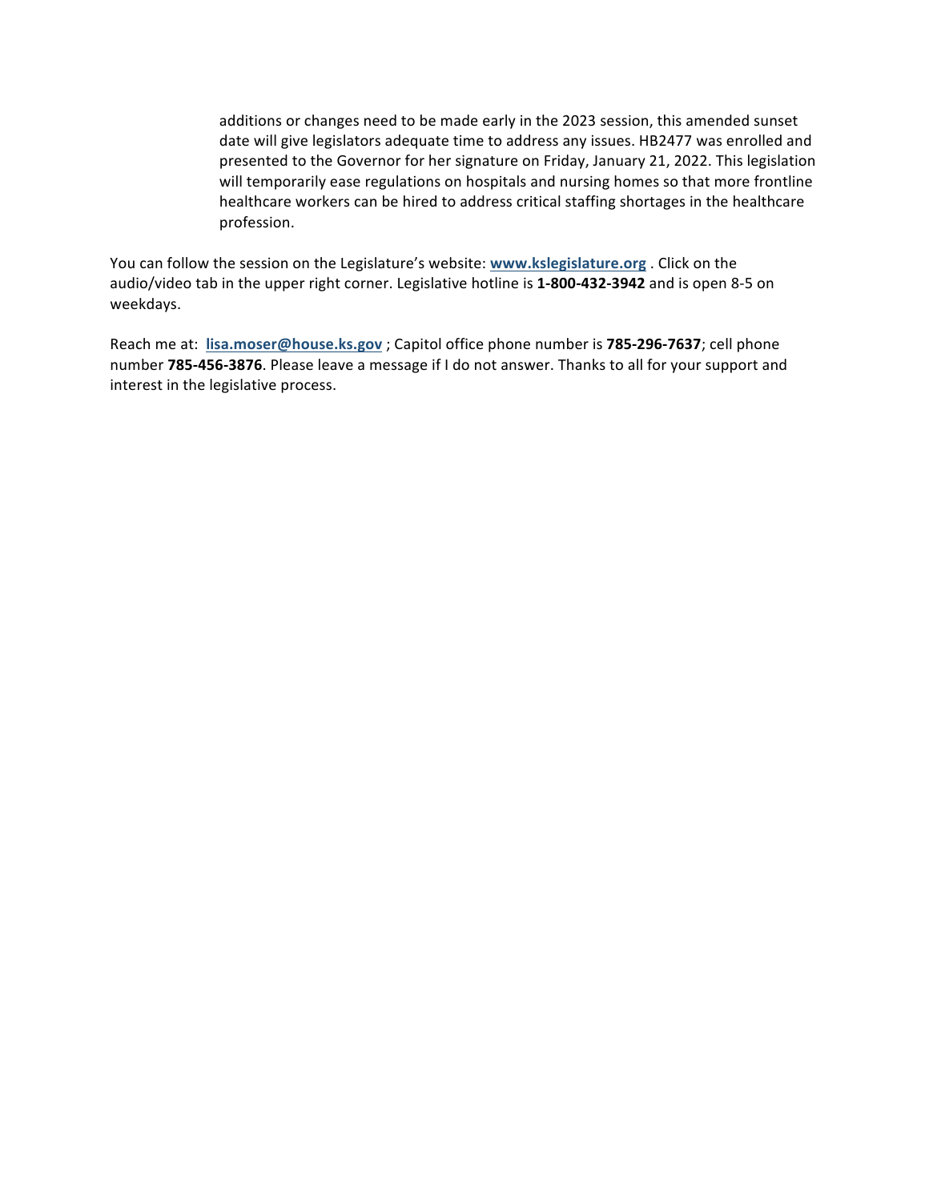additions or changes need to be made early in the 2023 session, this amended sunset date will give legislators adequate time to address any issues. HB2477 was enrolled and presented to the Governor for her signature on Friday, January 21, 2022. This legislation will temporarily ease regulations on hospitals and nursing homes so that more frontline healthcare workers can be hired to address critical staffing shortages in the healthcare profession.

You can follow the session on the Legislature's website: **www.kslegislature.org** . Click on the audio/video tab in the upper right corner. Legislative hotline is **1-800-432-3942** and is open 8-5 on weekdays.

Reach me at: **lisa.moser@house.ks.gov** ; Capitol office phone number is **785-296-7637**; cell phone number **785-456-3876**. Please leave a message if I do not answer. Thanks to all for your support and interest in the legislative process.